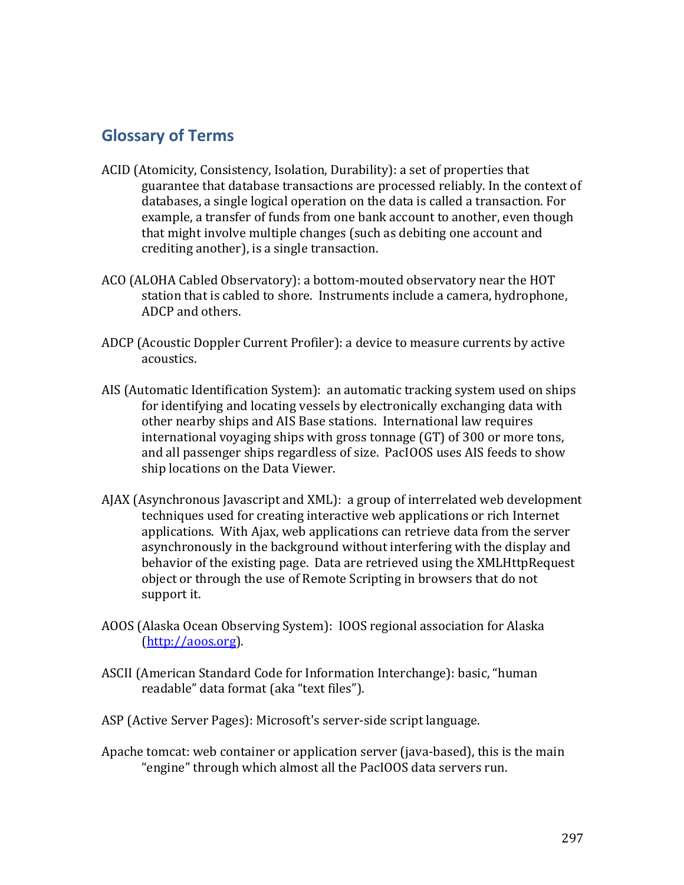## Glossary of Terms

ACID (Atomicity, Consistency, Isolation, Durability): a set of properties that guarantee that database transactions are processed reliably. In the context of databases, a single logical operation on the data is called a transaction. For example, a transfer of funds from one bank account to another, even though that might involve multiple changes (such as debiting one account and crediting another), is a single transaction.

ACO (ALOHA Cabled Observatory): a bottom-mouted observatory near the HOT station that is cabled to shore. Instruments include a camera, hydrophone, ADCP and others.

ADCP (Acoustic Doppler Current Profiler): a device to measure currents by active acoustics.

AIS (Automatic Identification System): an automatic tracking system used on ships for identifying and locating vessels by electronically exchanging data with other nearby ships and AIS Base stations. International law requires international voyaging ships with gross tonnage (GT) of 300 or more tons, and all passenger ships regardless of size. PacIOOS uses AIS feeds to show ship locations on the Data Viewer.

AJAX (Asynchronous Javascript and XML): a group of interrelated web development techniques used for creating interactive web applications or rich Internet applications. With Ajax, web applications can retrieve data from the server asynchronously in the background without interfering with the display and behavior of the existing page. Data are retrieved using the XMLHttpRequest object or through the use of Remote Scripting in browsers that do not support it.

AOOS (Alaska Ocean Observing System): IOOS regional association for Alaska (http://aoos.org).

ASCII (American Standard Code for Information Interchange): basic, "human readable" data format (aka "text files").

ASP (Active Server Pages): Microsoft's server-side script language.

Apache tomcat: web container or application server (java-based), this is the main "engine" through which almost all the PacIOOS data servers run.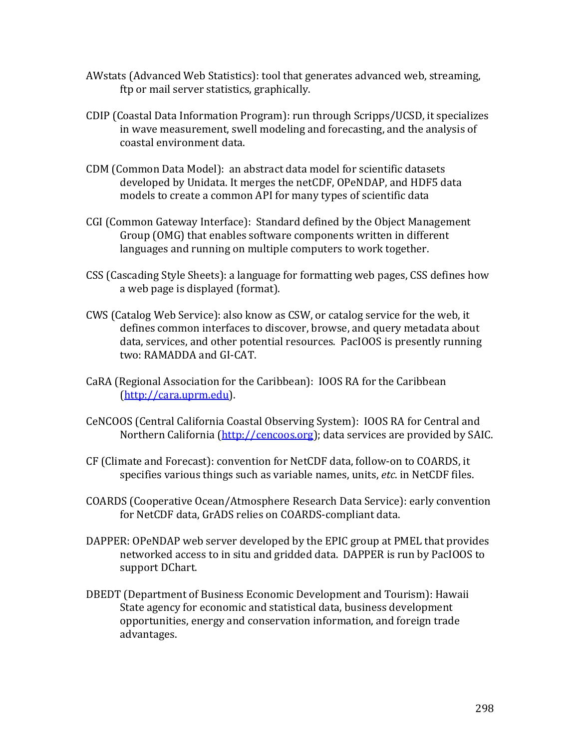AWstats (Advanced Web Statistics): tool that generates advanced web, streaming, ftp or mail server statistics, graphically.

CDIP (Coastal Data Information Program): run through Scripps/UCSD, it specializes in wave measurement, swell modeling and forecasting, and the analysis of coastal environment data.

CDM (Common Data Model): an abstract data model for scientific datasets developed by Unidata. It merges the netCDF, OPeNDAP, and HDF5 data models to create a common API for many types of scientific data

CGI (Common Gateway Interface): Standard defined by the Object Management Group (OMG) that enables software components written in different languages and running on multiple computers to work together.

CSS (Cascading Style Sheets): a language for formatting web pages, CSS defines how a web page is displayed (format).

CWS (Catalog Web Service): also know as CSW, or catalog service for the web, it defines common interfaces to discover, browse, and query metadata about data, services, and other potential resources. PacIOOS is presently running two: RAMADDA and GI-CAT.

CaRA (Regional Association for the Caribbean): IOOS RA for the Caribbean (http://cara.uprm.edu).

CeNCOOS (Central California Coastal Observing System): IOOS RA for Central and Northern California (http://cencoos.org); data services are provided by SAIC.

CF (Climate and Forecast): convention for NetCDF data, follow-on to COARDS, it specifies various things such as variable names, units, *etc*. in NetCDF files.

COARDS (Cooperative Ocean/Atmosphere Research Data Service): early convention for NetCDF data, GrADS relies on COARDS-compliant data.

DAPPER: OPeNDAP web server developed by the EPIC group at PMEL that provides networked access to in situ and gridded data. DAPPER is run by PacIOOS to support DChart.

DBEDT (Department of Business Economic Development and Tourism): Hawaii State agency for economic and statistical data, business development opportunities, energy and conservation information, and foreign trade advantages.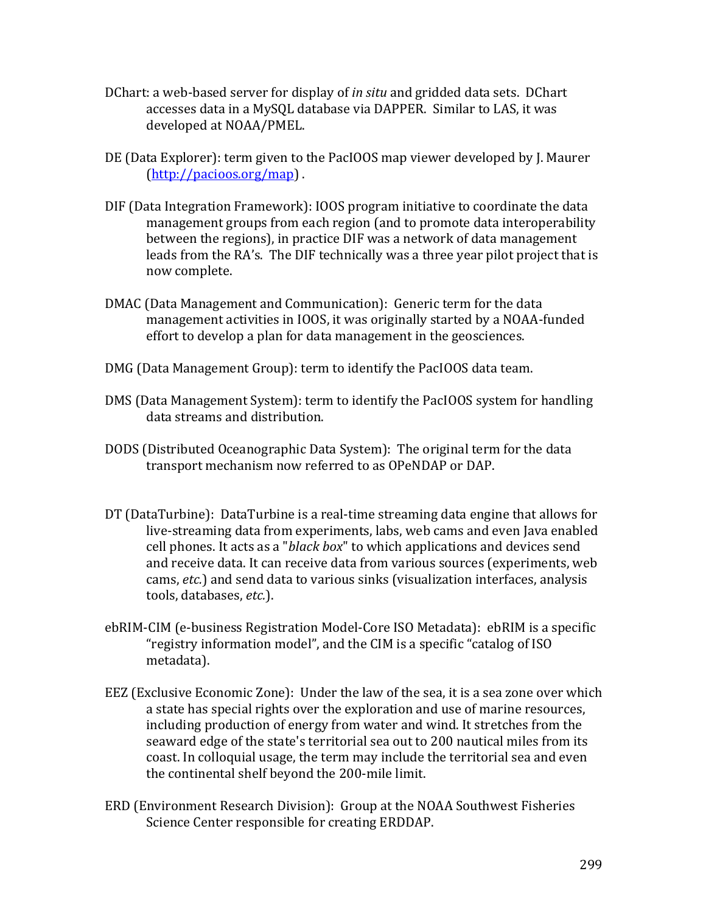DChart: a web-based server for display of *in situ* and gridded data sets. DChart accesses data in a MySQL database via DAPPER. Similar to LAS, it was developed at NOAA/PMEL.

DE (Data Explorer): term given to the PacIOOS map viewer developed by J. Maurer (http://pacioos.org/map) .

DIF (Data Integration Framework): IOOS program initiative to coordinate the data management groups from each region (and to promote data interoperability between the regions), in practice DIF was a network of data management leads from the RA's. The DIF technically was a three year pilot project that is now complete.

DMAC (Data Management and Communication): Generic term for the data management activities in IOOS, it was originally started by a NOAA-funded effort to develop a plan for data management in the geosciences.

DMG (Data Management Group): term to identify the PacIOOS data team.

DMS (Data Management System): term to identify the PacIOOS system for handling data streams and distribution.

DODS (Distributed Oceanographic Data System): The original term for the data transport mechanism now referred to as OPeNDAP or DAP.

DT (DataTurbine): DataTurbine is a real-time streaming data engine that allows for live-streaming data from experiments, labs, web cams and even Java enabled cell phones. It acts as a "*black box*" to which applications and devices send and receive data. It can receive data from various sources (experiments, web cams, *etc.*) and send data to various sinks (visualization interfaces, analysis tools, databases, *etc.*).

ebRIM-CIM (e-business Registration Model-Core ISO Metadata): ebRIM is a specific "registry information model", and the CIM is a specific "catalog of ISO metadata).

EEZ (Exclusive Economic Zone): Under the law of the sea, it is a sea zone over which a state has special rights over the exploration and use of marine resources, including production of energy from water and wind. It stretches from the seaward edge of the state's territorial sea out to 200 nautical miles from its coast. In colloquial usage, the term may include the territorial sea and even the continental shelf beyond the 200-mile limit.

ERD (Environment Research Division): Group at the NOAA Southwest Fisheries Science Center responsible for creating ERDDAP.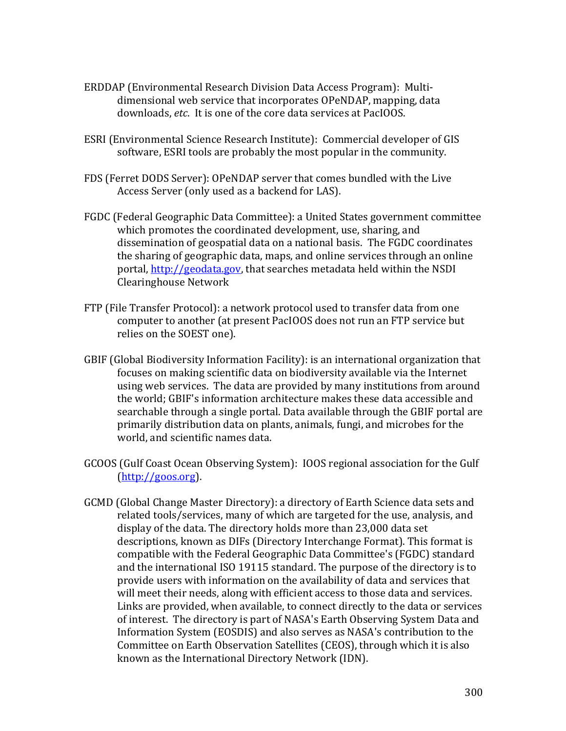ERDDAP (Environmental Research Division Data Access Program): Multi-dimensional web service that incorporates OPeNDAP, mapping, data downloads, *etc*. It is one of the core data services at PacIOOS.

ESRI (Environmental Science Research Institute): Commercial developer of GIS software, ESRI tools are probably the most popular in the community.

FDS (Ferret DODS Server): OPeNDAP server that comes bundled with the Live Access Server (only used as a backend for LAS).

FGDC (Federal Geographic Data Committee): a United States government committee which promotes the coordinated development, use, sharing, and dissemination of geospatial data on a national basis. The FGDC coordinates the sharing of geographic data, maps, and online services through an online portal, [http://geodata.gov](http://geodata.gov), that searches metadata held within the NSDI Clearinghouse Network

FTP (File Transfer Protocol): a network protocol used to transfer data from one computer to another (at present PacIOOS does not run an FTP service but relies on the SOEST one).

GBIF (Global Biodiversity Information Facility): is an international organization that focuses on making scientific data on biodiversity available via the Internet using web services. The data are provided by many institutions from around the world; GBIF's information architecture makes these data accessible and searchable through a single portal. Data available through the GBIF portal are primarily distribution data on plants, animals, fungi, and microbes for the world, and scientific names data.

GCOOS (Gulf Coast Ocean Observing System): IOOS regional association for the Gulf ([http://goos.org](http://goos.org)).

GCMD (Global Change Master Directory): a directory of Earth Science data sets and related tools/services, many of which are targeted for the use, analysis, and display of the data. The directory holds more than 23,000 data set descriptions, known as DIFs (Directory Interchange Format). This format is compatible with the Federal Geographic Data Committee's (FGDC) standard and the international ISO 19115 standard. The purpose of the directory is to provide users with information on the availability of data and services that will meet their needs, along with efficient access to those data and services. Links are provided, when available, to connect directly to the data or services of interest. The directory is part of NASA's Earth Observing System Data and Information System (EOSDIS) and also serves as NASA's contribution to the Committee on Earth Observation Satellites (CEOS), through which it is also known as the International Directory Network (IDN).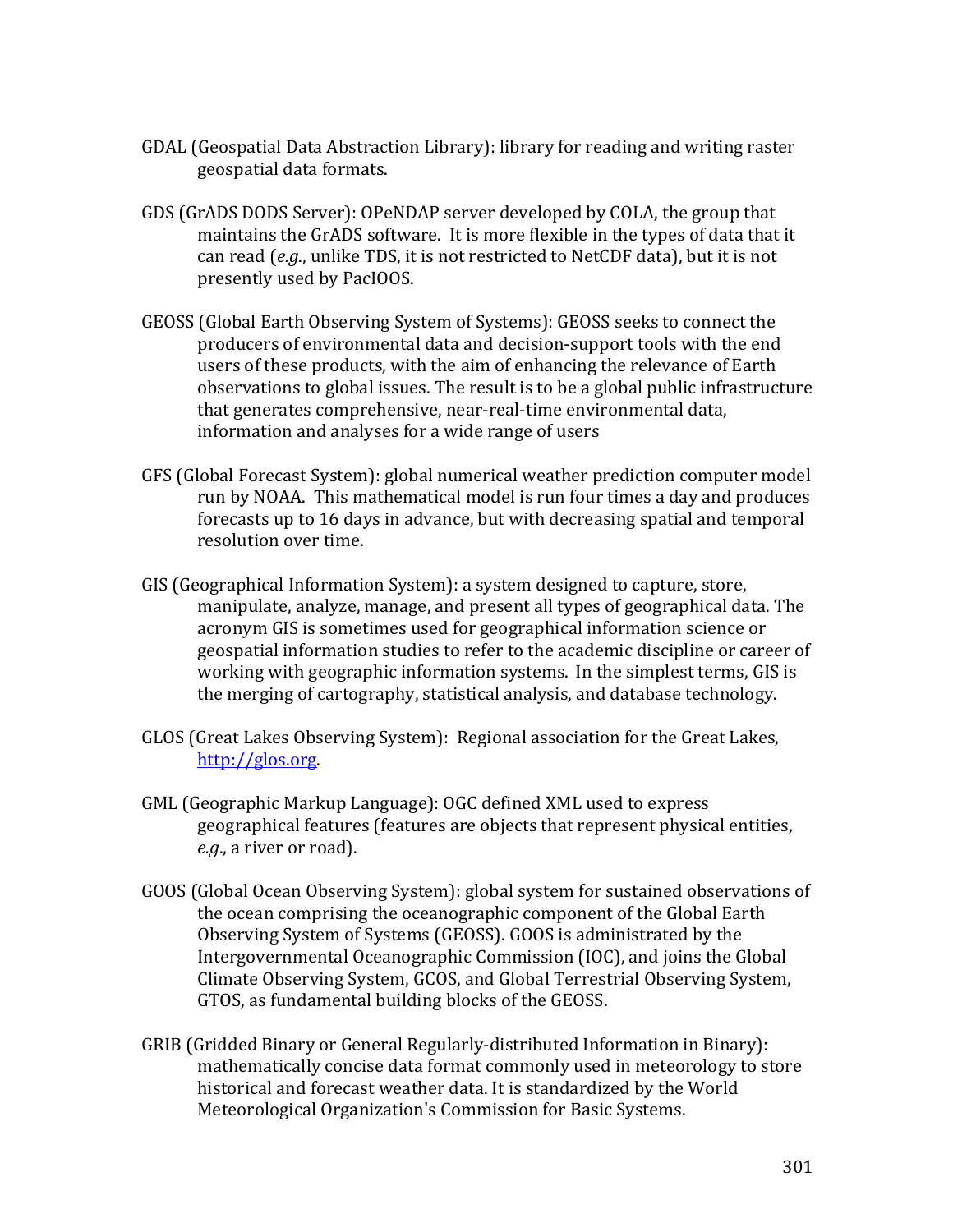GDAL (Geospatial Data Abstraction Library): library for reading and writing raster geospatial data formats.

GDS (GrADS DODS Server): OPeNDAP server developed by COLA, the group that maintains the GrADS software. It is more flexible in the types of data that it can read (*e.g.*, unlike TDS, it is not restricted to NetCDF data), but it is not presently used by PacIOOS.

GEOSS (Global Earth Observing System of Systems): GEOSS seeks to connect the producers of environmental data and decision-support tools with the end users of these products, with the aim of enhancing the relevance of Earth observations to global issues. The result is to be a global public infrastructure that generates comprehensive, near-real-time environmental data, information and analyses for a wide range of users

GFS (Global Forecast System): global numerical weather prediction computer model run by NOAA. This mathematical model is run four times a day and produces forecasts up to 16 days in advance, but with decreasing spatial and temporal resolution over time.

GIS (Geographical Information System): a system designed to capture, store, manipulate, analyze, manage, and present all types of geographical data. The acronym GIS is sometimes used for geographical information science or geospatial information studies to refer to the academic discipline or career of working with geographic information systems. In the simplest terms, GIS is the merging of cartography, statistical analysis, and database technology.

GLOS (Great Lakes Observing System): Regional association for the Great Lakes, [http://glos.org](http://glos.org).

GML (Geographic Markup Language): OGC defined XML used to express geographical features (features are objects that represent physical entities, *e.g.*, a river or road).

GOOS (Global Ocean Observing System): global system for sustained observations of the ocean comprising the oceanographic component of the Global Earth Observing System of Systems (GEOSS). GOOS is administrated by the Intergovernmental Oceanographic Commission (IOC), and joins the Global Climate Observing System, GCOS, and Global Terrestrial Observing System, GTOS, as fundamental building blocks of the GEOSS.

GRIB (Gridded Binary or General Regularly-distributed Information in Binary): mathematically concise data format commonly used in meteorology to store historical and forecast weather data. It is standardized by the World Meteorological Organization's Commission for Basic Systems.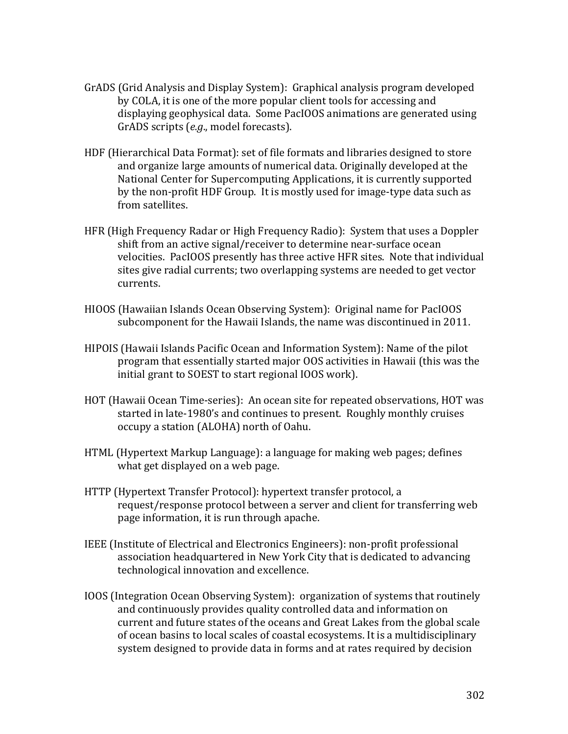GrADS (Grid Analysis and Display System): Graphical analysis program developed by COLA, it is one of the more popular client tools for accessing and displaying geophysical data. Some PacIOOS animations are generated using GrADS scripts (*e.g*., model forecasts).

HDF (Hierarchical Data Format): set of file formats and libraries designed to store and organize large amounts of numerical data. Originally developed at the National Center for Supercomputing Applications, it is currently supported by the non-profit HDF Group. It is mostly used for image-type data such as from satellites.

HFR (High Frequency Radar or High Frequency Radio): System that uses a Doppler shift from an active signal/receiver to determine near-surface ocean velocities. PacIOOS presently has three active HFR sites. Note that individual sites give radial currents; two overlapping systems are needed to get vector currents.

HIOOS (Hawaiian Islands Ocean Observing System): Original name for PacIOOS subcomponent for the Hawaii Islands, the name was discontinued in 2011.

HIPOIS (Hawaii Islands Pacific Ocean and Information System): Name of the pilot program that essentially started major OOS activities in Hawaii (this was the initial grant to SOEST to start regional IOOS work).

HOT (Hawaii Ocean Time-series): An ocean site for repeated observations, HOT was started in late-1980's and continues to present. Roughly monthly cruises occupy a station (ALOHA) north of Oahu.

HTML (Hypertext Markup Language): a language for making web pages; defines what get displayed on a web page.

HTTP (Hypertext Transfer Protocol): hypertext transfer protocol, a request/response protocol between a server and client for transferring web page information, it is run through apache.

IEEE (Institute of Electrical and Electronics Engineers): non-profit professional association headquartered in New York City that is dedicated to advancing technological innovation and excellence.

IOOS (Integration Ocean Observing System): organization of systems that routinely and continuously provides quality controlled data and information on current and future states of the oceans and Great Lakes from the global scale of ocean basins to local scales of coastal ecosystems. It is a multidisciplinary system designed to provide data in forms and at rates required by decision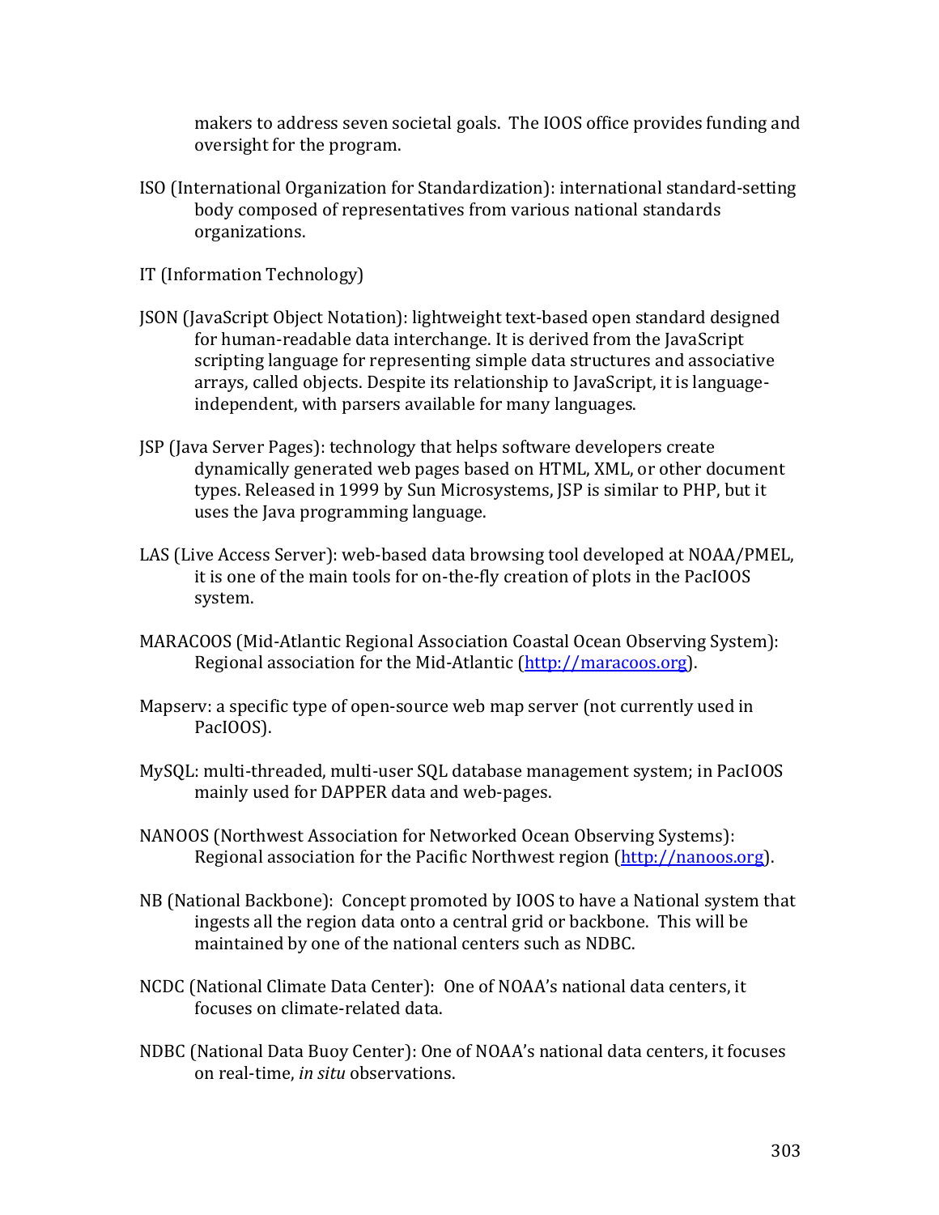makers to address seven societal goals. The IOOS office provides funding and oversight for the program.

ISO (International Organization for Standardization): international standard-setting body composed of representatives from various national standards organizations.

IT (Information Technology)

JSON (JavaScript Object Notation): lightweight text-based open standard designed for human-readable data interchange. It is derived from the JavaScript scripting language for representing simple data structures and associative arrays, called objects. Despite its relationship to JavaScript, it is language-independent, with parsers available for many languages.

JSP (Java Server Pages): technology that helps software developers create dynamically generated web pages based on HTML, XML, or other document types. Released in 1999 by Sun Microsystems, JSP is similar to PHP, but it uses the Java programming language.

LAS (Live Access Server): web-based data browsing tool developed at NOAA/PMEL, it is one of the main tools for on-the-fly creation of plots in the PacIOOS system.

MARACOOS (Mid-Atlantic Regional Association Coastal Ocean Observing System): Regional association for the Mid-Atlantic ([http://maracoos.org](http://maracoos.org)).

Mapserv: a specific type of open-source web map server (not currently used in PacIOOS).

MySQL: multi-threaded, multi-user SQL database management system; in PacIOOS mainly used for DAPPER data and web-pages.

NANOOS (Northwest Association for Networked Ocean Observing Systems): Regional association for the Pacific Northwest region ([http://nanoos.org](http://nanoos.org)).

NB (National Backbone): Concept promoted by IOOS to have a National system that ingests all the region data onto a central grid or backbone. This will be maintained by one of the national centers such as NDBC.

NCDC (National Climate Data Center): One of NOAA's national data centers, it focuses on climate-related data.

NDBC (National Data Buoy Center): One of NOAA's national data centers, it focuses on real-time, *in situ* observations.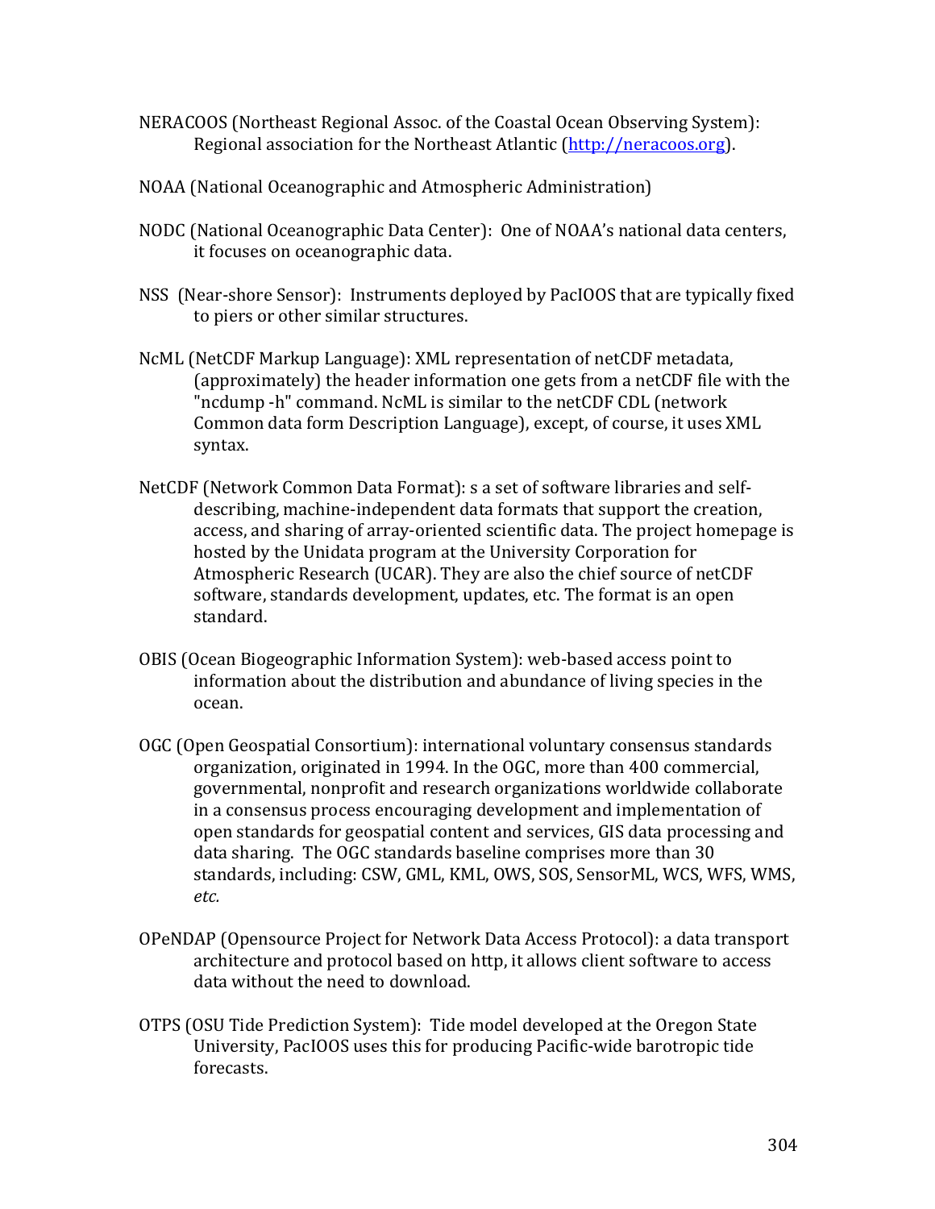NERACOOS (Northeast Regional Assoc. of the Coastal Ocean Observing System): Regional association for the Northeast Atlantic (http://neracoos.org).

NOAA (National Oceanographic and Atmospheric Administration)

NODC (National Oceanographic Data Center): One of NOAA's national data centers, it focuses on oceanographic data.

NSS (Near-shore Sensor): Instruments deployed by PacIOOS that are typically fixed to piers or other similar structures.

NcML (NetCDF Markup Language): XML representation of netCDF metadata, (approximately) the header information one gets from a netCDF file with the "ncdump -h" command. NcML is similar to the netCDF CDL (network Common data form Description Language), except, of course, it uses XML syntax.

NetCDF (Network Common Data Format): s a set of software libraries and self-describing, machine-independent data formats that support the creation, access, and sharing of array-oriented scientific data. The project homepage is hosted by the Unidata program at the University Corporation for Atmospheric Research (UCAR). They are also the chief source of netCDF software, standards development, updates, etc. The format is an open standard.

OBIS (Ocean Biogeographic Information System): web-based access point to information about the distribution and abundance of living species in the ocean.

OGC (Open Geospatial Consortium): international voluntary consensus standards organization, originated in 1994. In the OGC, more than 400 commercial, governmental, nonprofit and research organizations worldwide collaborate in a consensus process encouraging development and implementation of open standards for geospatial content and services, GIS data processing and data sharing. The OGC standards baseline comprises more than 30 standards, including: CSW, GML, KML, OWS, SOS, SensorML, WCS, WFS, WMS, *etc.*

OPeNDAP (Opensource Project for Network Data Access Protocol): a data transport architecture and protocol based on http, it allows client software to access data without the need to download.

OTPS (OSU Tide Prediction System): Tide model developed at the Oregon State University, PacIOOS uses this for producing Pacific-wide barotropic tide forecasts.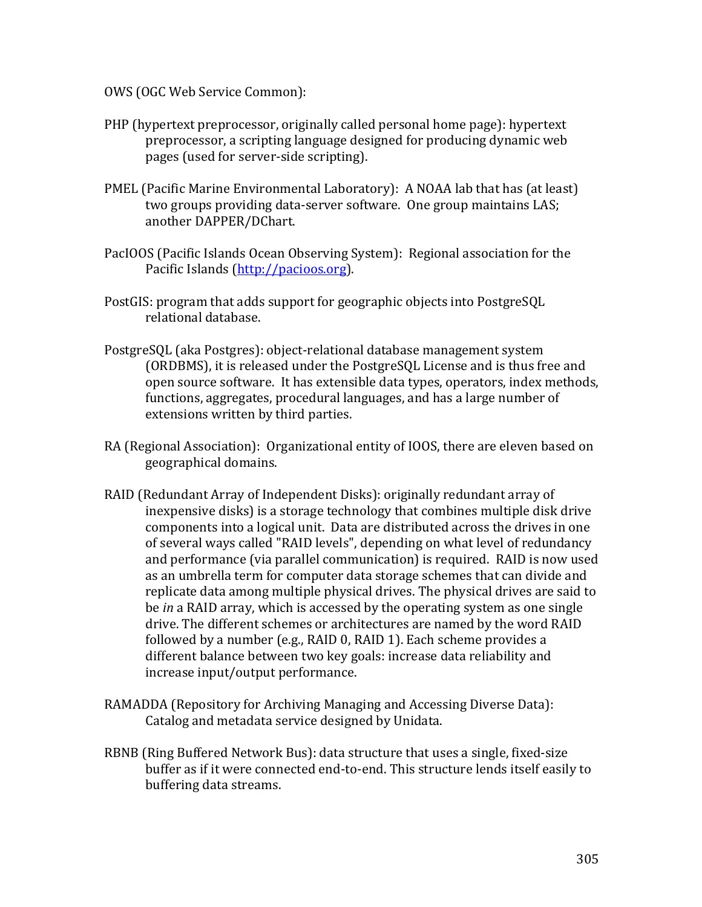OWS (OGC Web Service Common):

PHP (hypertext preprocessor, originally called personal home page): hypertext preprocessor, a scripting language designed for producing dynamic web pages (used for server-side scripting).

PMEL (Pacific Marine Environmental Laboratory): A NOAA lab that has (at least) two groups providing data-server software. One group maintains LAS; another DAPPER/DChart.

PacIOOS (Pacific Islands Ocean Observing System): Regional association for the Pacific Islands (http://pacioos.org).

PostGIS: program that adds support for geographic objects into PostgreSQL relational database.

PostgreSQL (aka Postgres): object-relational database management system (ORDBMS), it is released under the PostgreSQL License and is thus free and open source software. It has extensible data types, operators, index methods, functions, aggregates, procedural languages, and has a large number of extensions written by third parties.

RA (Regional Association): Organizational entity of IOOS, there are eleven based on geographical domains.

RAID (Redundant Array of Independent Disks): originally redundant array of inexpensive disks) is a storage technology that combines multiple disk drive components into a logical unit. Data are distributed across the drives in one of several ways called "RAID levels", depending on what level of redundancy and performance (via parallel communication) is required. RAID is now used as an umbrella term for computer data storage schemes that can divide and replicate data among multiple physical drives. The physical drives are said to be *in* a RAID array, which is accessed by the operating system as one single drive. The different schemes or architectures are named by the word RAID followed by a number (e.g., RAID 0, RAID 1). Each scheme provides a different balance between two key goals: increase data reliability and increase input/output performance.

RAMADDA (Repository for Archiving Managing and Accessing Diverse Data): Catalog and metadata service designed by Unidata.

RBNB (Ring Buffered Network Bus): data structure that uses a single, fixed-size buffer as if it were connected end-to-end. This structure lends itself easily to buffering data streams.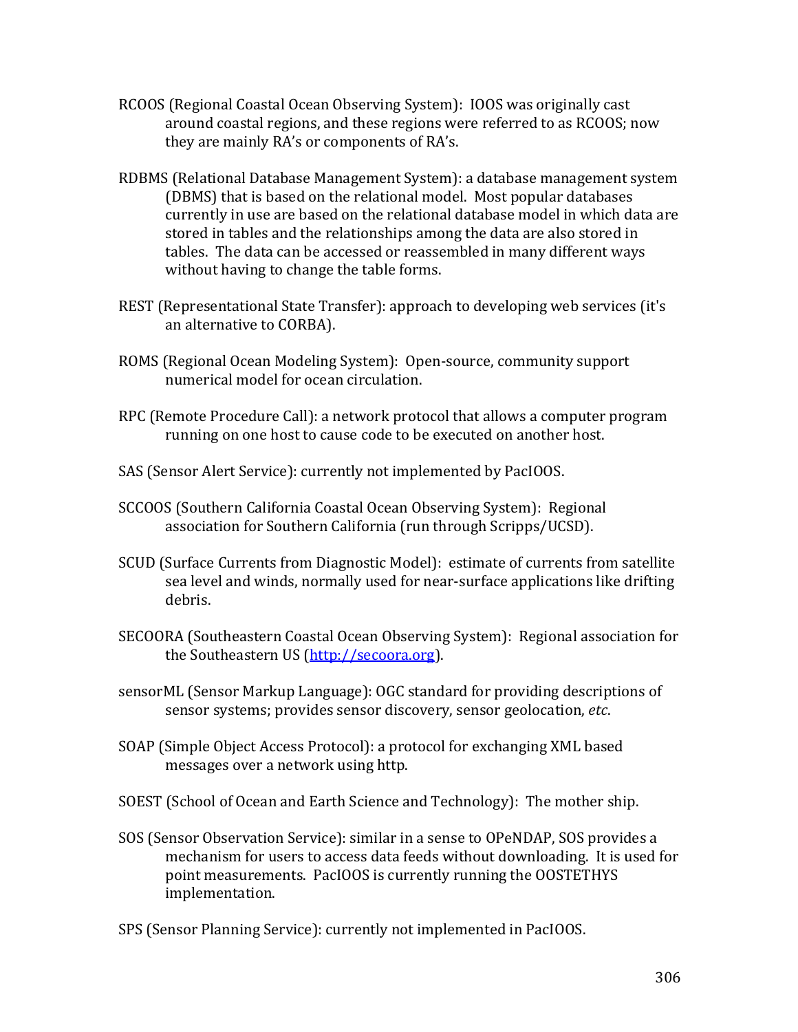RCOOS (Regional Coastal Ocean Observing System): IOOS was originally cast around coastal regions, and these regions were referred to as RCOOS; now they are mainly RA's or components of RA's.

RDBMS (Relational Database Management System): a database management system (DBMS) that is based on the relational model. Most popular databases currently in use are based on the relational database model in which data are stored in tables and the relationships among the data are also stored in tables. The data can be accessed or reassembled in many different ways without having to change the table forms.

REST (Representational State Transfer): approach to developing web services (it's an alternative to CORBA).

ROMS (Regional Ocean Modeling System): Open-source, community support numerical model for ocean circulation.

RPC (Remote Procedure Call): a network protocol that allows a computer program running on one host to cause code to be executed on another host.

SAS (Sensor Alert Service): currently not implemented by PacIOOS.

SCCOOS (Southern California Coastal Ocean Observing System): Regional association for Southern California (run through Scripps/UCSD).

SCUD (Surface Currents from Diagnostic Model): estimate of currents from satellite sea level and winds, normally used for near-surface applications like drifting debris.

SECOORA (Southeastern Coastal Ocean Observing System): Regional association for the Southeastern US ([http://secoora.org](http://secoora.org)).

sensorML (Sensor Markup Language): OGC standard for providing descriptions of sensor systems; provides sensor discovery, sensor geolocation, *etc*.

SOAP (Simple Object Access Protocol): a protocol for exchanging XML based messages over a network using http.

SOEST (School of Ocean and Earth Science and Technology): The mother ship.

SOS (Sensor Observation Service): similar in a sense to OPeNDAP, SOS provides a mechanism for users to access data feeds without downloading. It is used for point measurements. PacIOOS is currently running the OOSTETHYS implementation.

SPS (Sensor Planning Service): currently not implemented in PacIOOS.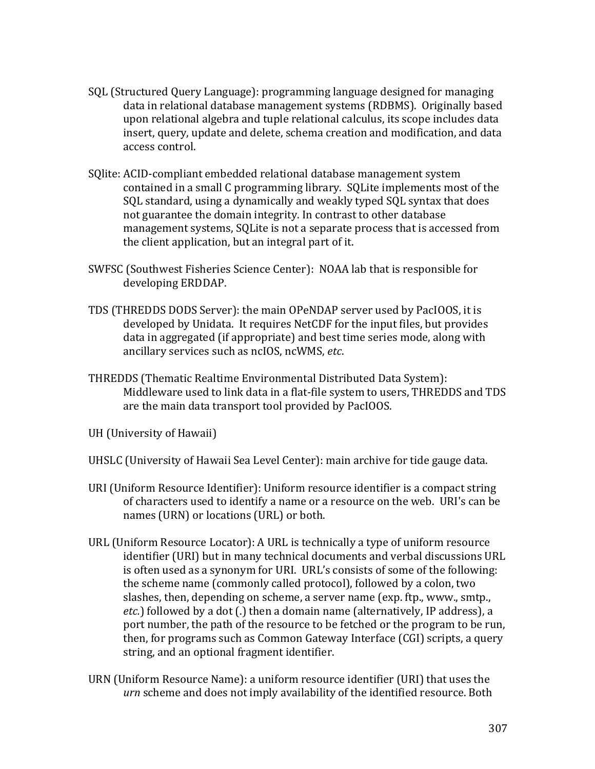SQL (Structured Query Language): programming language designed for managing data in relational database management systems (RDBMS). Originally based upon relational algebra and tuple relational calculus, its scope includes data insert, query, update and delete, schema creation and modification, and data access control.

SQlite: ACID-compliant embedded relational database management system contained in a small C programming library. SQLite implements most of the SQL standard, using a dynamically and weakly typed SQL syntax that does not guarantee the domain integrity. In contrast to other database management systems, SQLite is not a separate process that is accessed from the client application, but an integral part of it.

SWFSC (Southwest Fisheries Science Center): NOAA lab that is responsible for developing ERDDAP.

TDS (THREDDS DODS Server): the main OPeNDAP server used by PacIOOS, it is developed by Unidata. It requires NetCDF for the input files, but provides data in aggregated (if appropriate) and best time series mode, along with ancillary services such as ncIOS, ncWMS, *etc*.

THREDDS (Thematic Realtime Environmental Distributed Data System): Middleware used to link data in a flat-file system to users, THREDDS and TDS are the main data transport tool provided by PacIOOS.

UH (University of Hawaii)

UHSLC (University of Hawaii Sea Level Center): main archive for tide gauge data.

URI (Uniform Resource Identifier): Uniform resource identifier is a compact string of characters used to identify a name or a resource on the web. URI's can be names (URN) or locations (URL) or both.

URL (Uniform Resource Locator): A URL is technically a type of uniform resource identifier (URI) but in many technical documents and verbal discussions URL is often used as a synonym for URI. URL's consists of some of the following: the scheme name (commonly called protocol), followed by a colon, two slashes, then, depending on scheme, a server name (exp. ftp., www., smtp., *etc.*) followed by a dot (.) then a domain name (alternatively, IP address), a port number, the path of the resource to be fetched or the program to be run, then, for programs such as Common Gateway Interface (CGI) scripts, a query string, and an optional fragment identifier.

URN (Uniform Resource Name): a uniform resource identifier (URI) that uses the *urn* scheme and does not imply availability of the identified resource. Both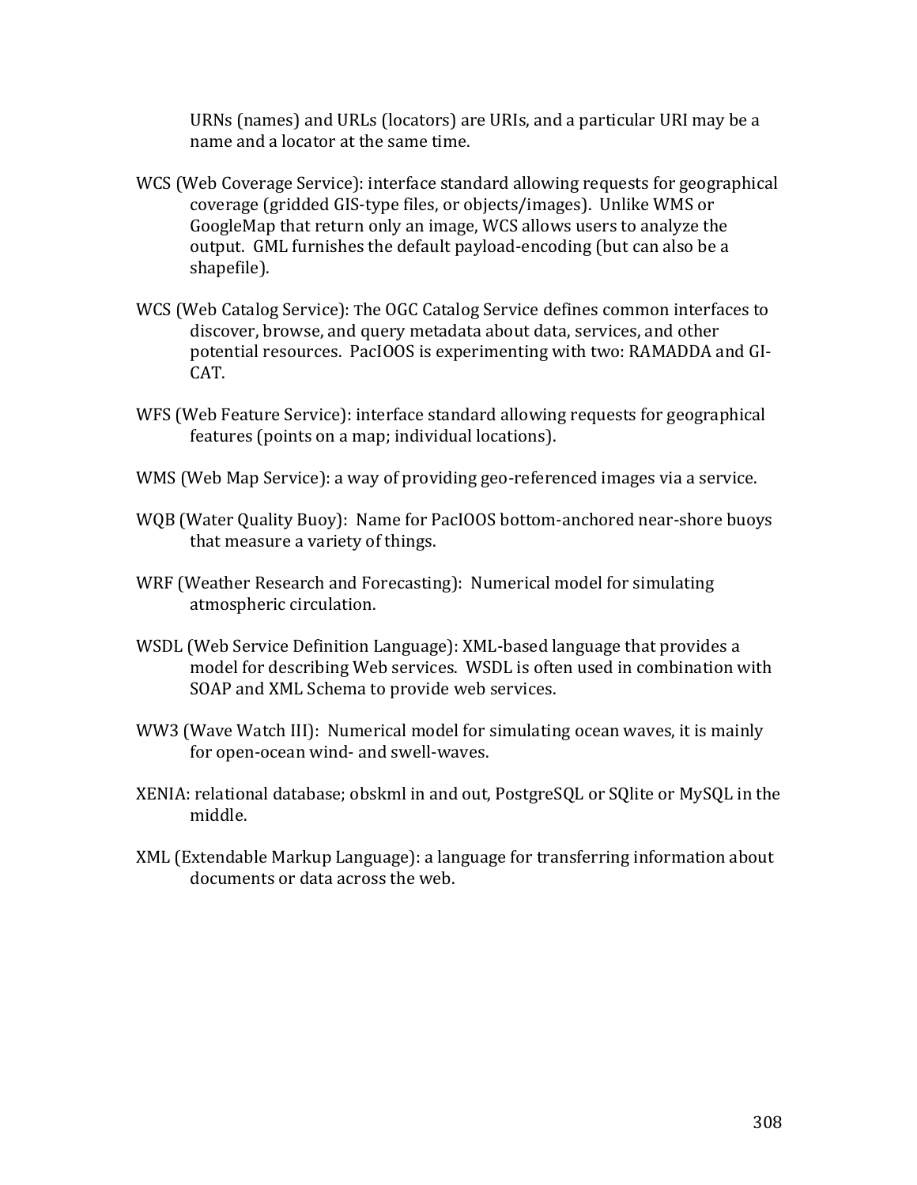URNs (names) and URLs (locators) are URIs, and a particular URI may be a name and a locator at the same time.

WCS (Web Coverage Service): interface standard allowing requests for geographical coverage (gridded GIS-type files, or objects/images). Unlike WMS or GoogleMap that return only an image, WCS allows users to analyze the output. GML furnishes the default payload-encoding (but can also be a shapefile).

WCS (Web Catalog Service): The OGC Catalog Service defines common interfaces to discover, browse, and query metadata about data, services, and other potential resources. PacIOOS is experimenting with two: RAMADDA and GI-CAT.

WFS (Web Feature Service): interface standard allowing requests for geographical features (points on a map; individual locations).

WMS (Web Map Service): a way of providing geo-referenced images via a service.

WQB (Water Quality Buoy): Name for PacIOOS bottom-anchored near-shore buoys that measure a variety of things.

WRF (Weather Research and Forecasting): Numerical model for simulating atmospheric circulation.

WSDL (Web Service Definition Language): XML-based language that provides a model for describing Web services. WSDL is often used in combination with SOAP and XML Schema to provide web services.

WW3 (Wave Watch III): Numerical model for simulating ocean waves, it is mainly for open-ocean wind- and swell-waves.

XENIA: relational database; obskml in and out, PostgreSQL or SQlite or MySQL in the middle.

XML (Extendable Markup Language): a language for transferring information about documents or data across the web.